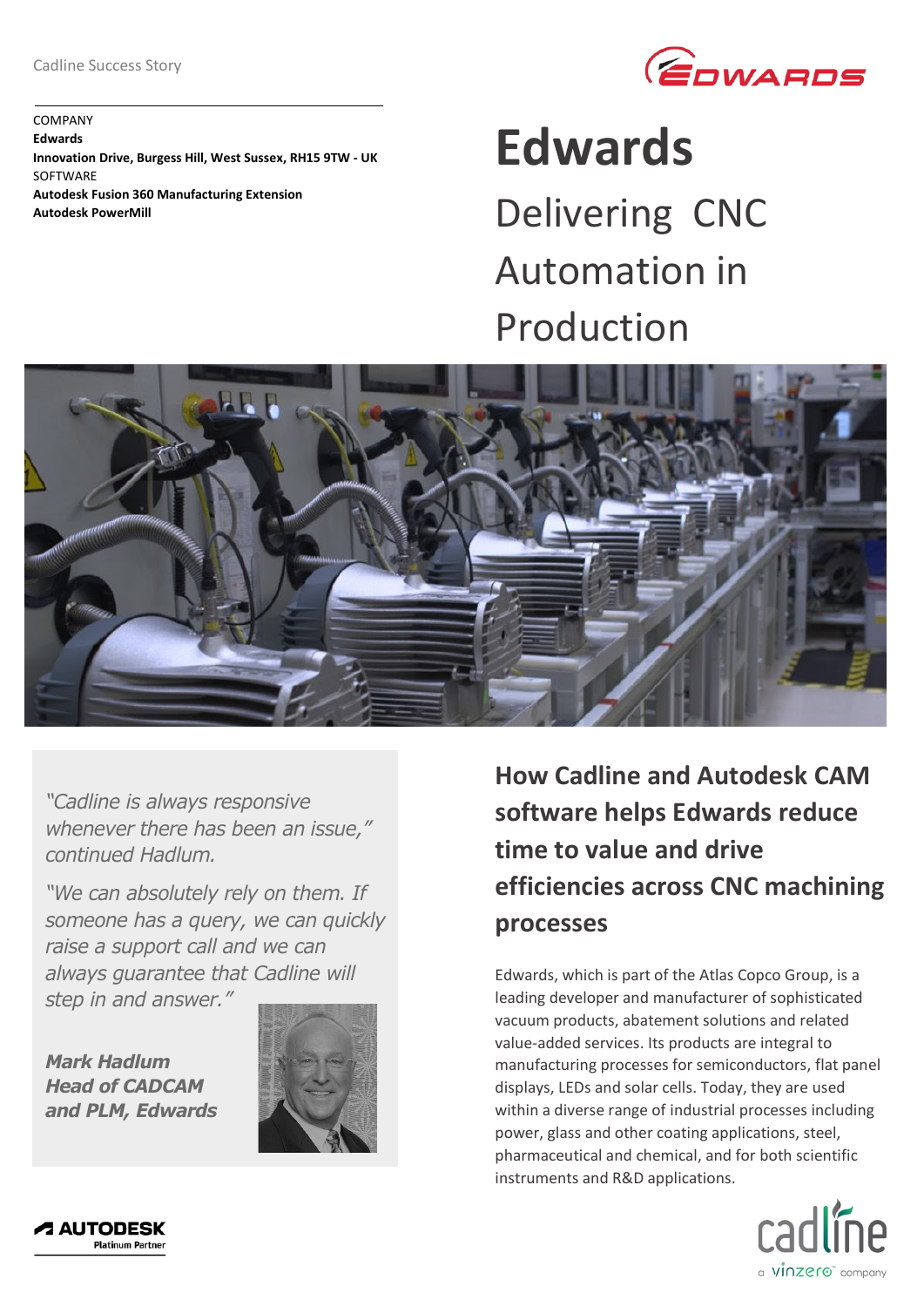Cadline Success Story

COMPANY
**Edwards**
**Innovation Drive, Burgess Hill, West Sussex, RH15 9TW - UK**
SOFTWARE
**Autodesk Fusion 360 Manufacturing Extension**
**Autodesk PowerMill**

# Edwards

## Delivering CNC Automation in Production

*"Cadline is always responsive whenever there has been an issue," continued Hadlum.*

*"We can absolutely rely on them. If someone has a query, we can quickly raise a support call and we can always guarantee that Cadline will step in and answer."*

***Mark Hadlum***
***Head of CADCAM and PLM, Edwards***

### How Cadline and Autodesk CAM software helps Edwards reduce time to value and drive efficiencies across CNC machining processes

Edwards, which is part of the Atlas Copco Group, is a leading developer and manufacturer of sophisticated vacuum products, abatement solutions and related value-added services. Its products are integral to manufacturing processes for semiconductors, flat panel displays, LEDs and solar cells. Today, they are used within a diverse range of industrial processes including power, glass and other coating applications, steel, pharmaceutical and chemical, and for both scientific instruments and R&D applications.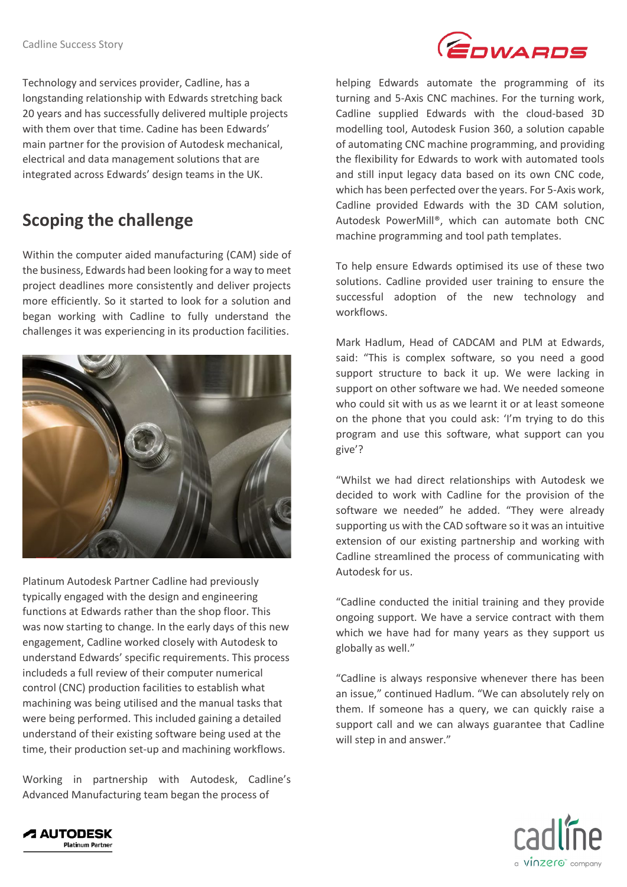Technology and services provider, Cadline, has a longstanding relationship with Edwards stretching back 20 years and has successfully delivered multiple projects with them over that time. Cadine has been Edwards' main partner for the provision of Autodesk mechanical, electrical and data management solutions that are integrated across Edwards' design teams in the UK.

## Scoping the challenge

Within the computer aided manufacturing (CAM) side of the business, Edwards had been looking for a way to meet project deadlines more consistently and deliver projects more efficiently. So it started to look for a solution and began working with Cadline to fully understand the challenges it was experiencing in its production facilities.

Platinum Autodesk Partner Cadline had previously typically engaged with the design and engineering functions at Edwards rather than the shop floor. This was now starting to change. In the early days of this new engagement, Cadline worked closely with Autodesk to understand Edwards' specific requirements. This process includeds a full review of their computer numerical control (CNC) production facilities to establish what machining was being utilised and the manual tasks that were being performed. This included gaining a detailed understand of their existing software being used at the time, their production set-up and machining workflows.

Working in partnership with Autodesk, Cadline's Advanced Manufacturing team began the process of helping Edwards automate the programming of its turning and 5-Axis CNC machines. For the turning work, Cadline supplied Edwards with the cloud-based 3D modelling tool, Autodesk Fusion 360, a solution capable of automating CNC machine programming, and providing the flexibility for Edwards to work with automated tools and still input legacy data based on its own CNC code, which has been perfected over the years. For 5-Axis work, Cadline provided Edwards with the 3D CAM solution, Autodesk PowerMill®, which can automate both CNC machine programming and tool path templates.

To help ensure Edwards optimised its use of these two solutions. Cadline provided user training to ensure the successful adoption of the new technology and workflows.

Mark Hadlum, Head of CADCAM and PLM at Edwards, said: "This is complex software, so you need a good support structure to back it up. We were lacking in support on other software we had. We needed someone who could sit with us as we learnt it or at least someone on the phone that you could ask: 'I'm trying to do this program and use this software, what support can you give'?

"Whilst we had direct relationships with Autodesk we decided to work with Cadline for the provision of the software we needed" he added. "They were already supporting us with the CAD software so it was an intuitive extension of our existing partnership and working with Cadline streamlined the process of communicating with Autodesk for us.

"Cadline conducted the initial training and they provide ongoing support. We have a service contract with them which we have had for many years as they support us globally as well."

"Cadline is always responsive whenever there has been an issue," continued Hadlum. "We can absolutely rely on them. If someone has a query, we can quickly raise a support call and we can always guarantee that Cadline will step in and answer."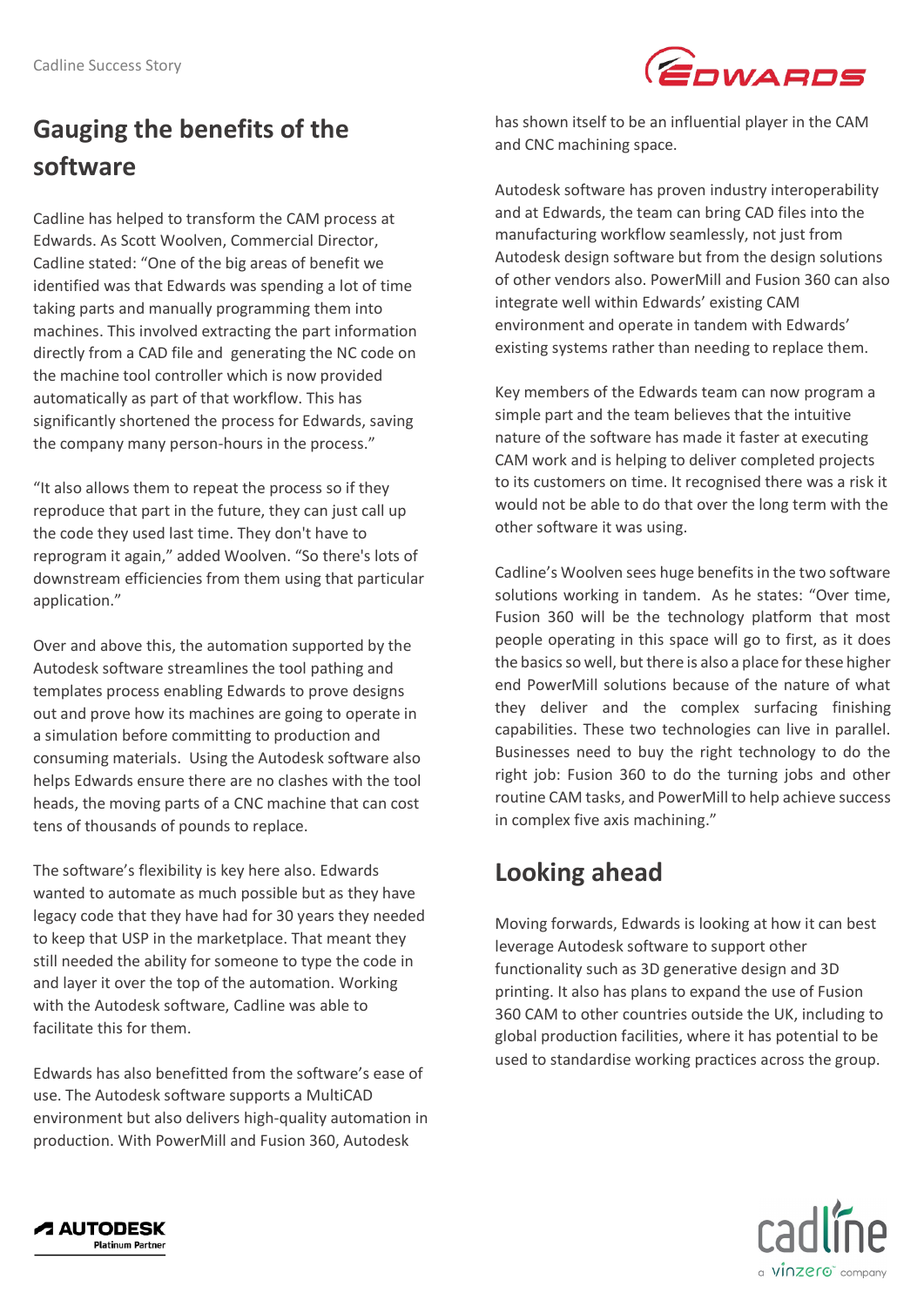## Gauging the benefits of the software

Cadline has helped to transform the CAM process at Edwards. As Scott Woolven, Commercial Director, Cadline stated: "One of the big areas of benefit we identified was that Edwards was spending a lot of time taking parts and manually programming them into machines. This involved extracting the part information directly from a CAD file and generating the NC code on the machine tool controller which is now provided automatically as part of that workflow. This has significantly shortened the process for Edwards, saving the company many person-hours in the process."

"It also allows them to repeat the process so if they reproduce that part in the future, they can just call up the code they used last time. They don't have to reprogram it again," added Woolven. "So there's lots of downstream efficiencies from them using that particular application."

Over and above this, the automation supported by the Autodesk software streamlines the tool pathing and templates process enabling Edwards to prove designs out and prove how its machines are going to operate in a simulation before committing to production and consuming materials. Using the Autodesk software also helps Edwards ensure there are no clashes with the tool heads, the moving parts of a CNC machine that can cost tens of thousands of pounds to replace.

The software's flexibility is key here also. Edwards wanted to automate as much possible but as they have legacy code that they have had for 30 years they needed to keep that USP in the marketplace. That meant they still needed the ability for someone to type the code in and layer it over the top of the automation. Working with the Autodesk software, Cadline was able to facilitate this for them.

Edwards has also benefitted from the software's ease of use. The Autodesk software supports a MultiCAD environment but also delivers high-quality automation in production. With PowerMill and Fusion 360, Autodesk has shown itself to be an influential player in the CAM and CNC machining space.

Autodesk software has proven industry interoperability and at Edwards, the team can bring CAD files into the manufacturing workflow seamlessly, not just from Autodesk design software but from the design solutions of other vendors also. PowerMill and Fusion 360 can also integrate well within Edwards' existing CAM environment and operate in tandem with Edwards' existing systems rather than needing to replace them.

Key members of the Edwards team can now program a simple part and the team believes that the intuitive nature of the software has made it faster at executing CAM work and is helping to deliver completed projects to its customers on time. It recognised there was a risk it would not be able to do that over the long term with the other software it was using.

Cadline's Woolven sees huge benefits in the two software solutions working in tandem. As he states: "Over time, Fusion 360 will be the technology platform that most people operating in this space will go to first, as it does the basics so well, but there is also a place for these higher end PowerMill solutions because of the nature of what they deliver and the complex surfacing finishing capabilities. These two technologies can live in parallel. Businesses need to buy the right technology to do the right job: Fusion 360 to do the turning jobs and other routine CAM tasks, and PowerMill to help achieve success in complex five axis machining."

## Looking ahead

Moving forwards, Edwards is looking at how it can best leverage Autodesk software to support other functionality such as 3D generative design and 3D printing. It also has plans to expand the use of Fusion 360 CAM to other countries outside the UK, including to global production facilities, where it has potential to be used to standardise working practices across the group.